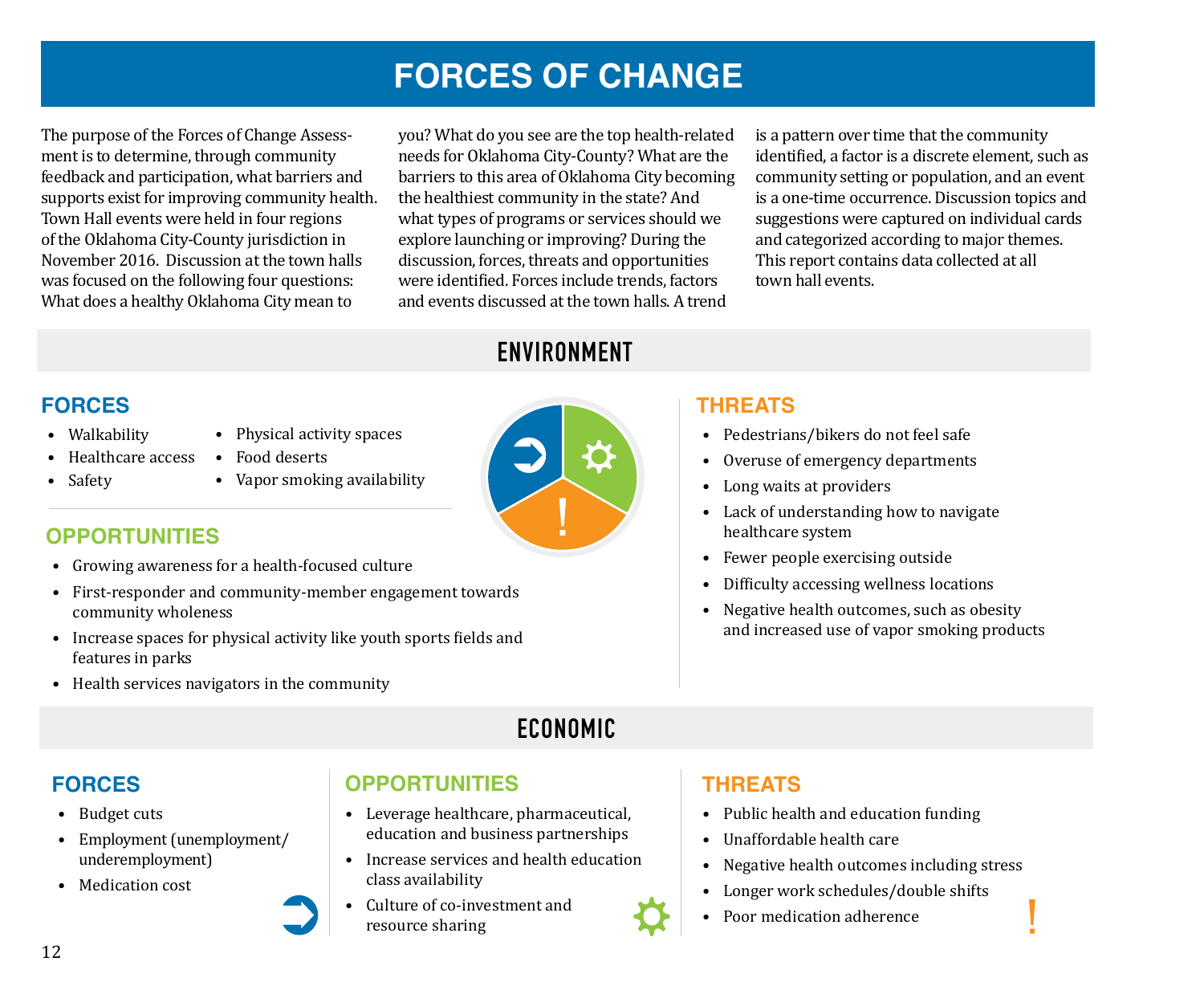# FORCES OF CHANGE

The purpose of the Forces of Change Assessment is to determine, through community feedback and participation, what barriers and supports exist for improving community health. Town Hall events were held in four regions of the Oklahoma City-County jurisdiction in November 2016. Discussion at the town halls was focused on the following four questions: What does a healthy Oklahoma City mean to you? What do you see are the top health-related needs for Oklahoma City-County? What are the barriers to this area of Oklahoma City becoming the healthiest community in the state? And what types of programs or services should we explore launching or improving? During the discussion, forces, threats and opportunities were identified. Forces include trends, factors and events discussed at the town halls. A trend is a pattern over time that the community identified, a factor is a discrete element, such as community setting or population, and an event is a one-time occurrence. Discussion topics and suggestions were captured on individual cards and categorized according to major themes. This report contains data collected at all town hall events.

## ENVIRONMENT

### FORCES

- Walkability
- Healthcare access
- Safety
- Physical activity spaces
- Food deserts
- Vapor smoking availability

### OPPORTUNITIES

- Growing awareness for a health-focused culture
- First-responder and community-member engagement towards community wholeness
- Increase spaces for physical activity like youth sports fields and features in parks
- Health services navigators in the community

### THREATS

- Pedestrians/bikers do not feel safe
- Overuse of emergency departments
- Long waits at providers
- Lack of understanding how to navigate healthcare system
- Fewer people exercising outside
- Difficulty accessing wellness locations
- Negative health outcomes, such as obesity and increased use of vapor smoking products

## ECONOMIC

### FORCES

- Budget cuts
- Employment (unemployment/underemployment)
- Medication cost

### OPPORTUNITIES

- Leverage healthcare, pharmaceutical, education and business partnerships
- Increase services and health education class availability
- Culture of co-investment and resource sharing

### THREATS

- Public health and education funding
- Unaffordable health care
- Negative health outcomes including stress
- Longer work schedules/double shifts
- Poor medication adherence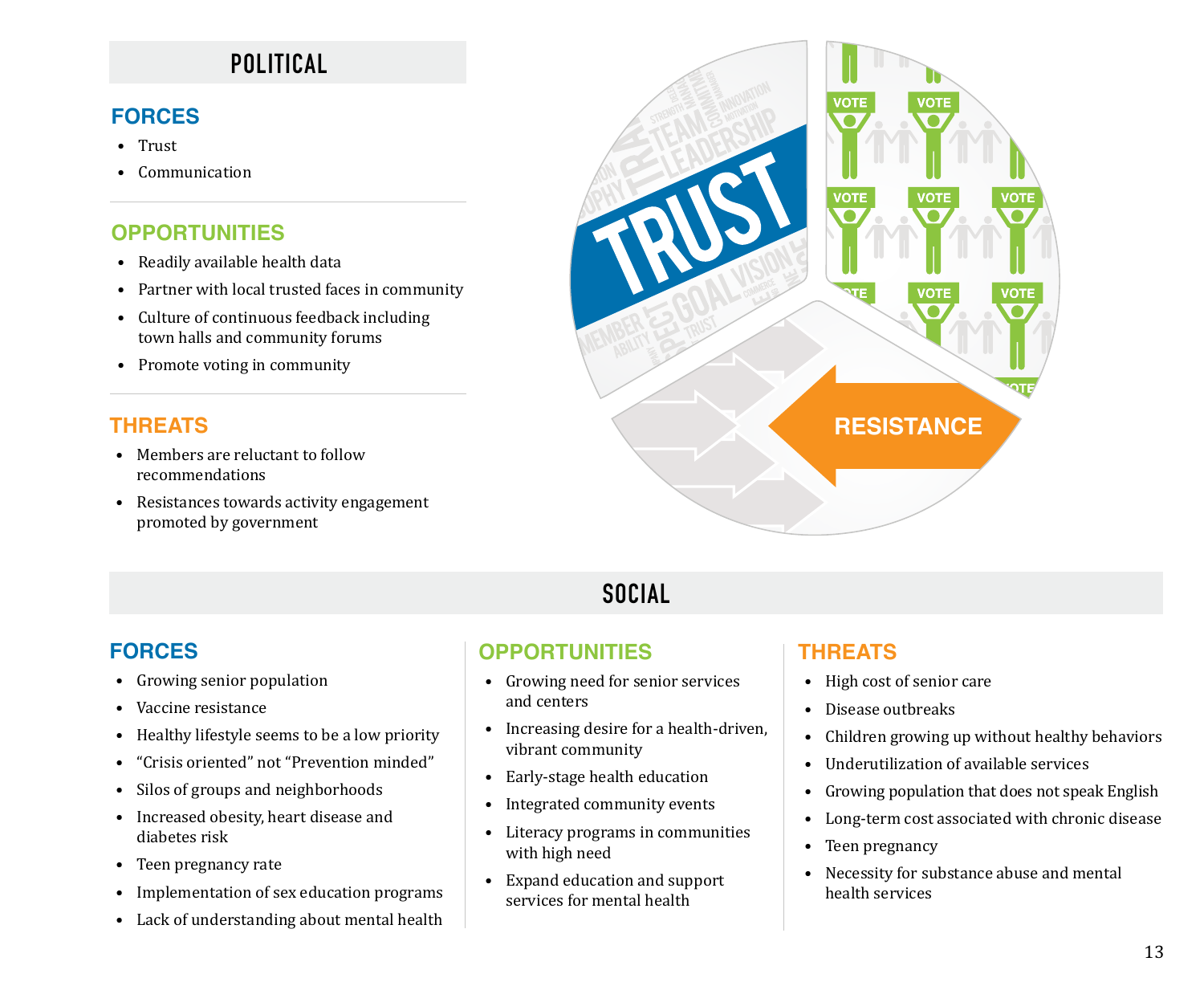## POLITICAL

### FORCES

- Trust
- Communication

### OPPORTUNITIES

- Readily available health data
- Partner with local trusted faces in community
- Culture of continuous feedback including town halls and community forums
- Promote voting in community

### THREATS

- Members are reluctant to follow recommendations
- Resistances towards activity engagement promoted by government

## SOCIAL

### FORCES

- Growing senior population
- Vaccine resistance
- Healthy lifestyle seems to be a low priority
- "Crisis oriented" not "Prevention minded"
- Silos of groups and neighborhoods
- Increased obesity, heart disease and diabetes risk
- Teen pregnancy rate
- Implementation of sex education programs
- Lack of understanding about mental health

### OPPORTUNITIES

- Growing need for senior services and centers
- Increasing desire for a health-driven, vibrant community
- Early-stage health education
- Integrated community events
- Literacy programs in communities with high need
- Expand education and support services for mental health

### THREATS

- High cost of senior care
- Disease outbreaks
- Children growing up without healthy behaviors
- Underutilization of available services
- Growing population that does not speak English
- Long-term cost associated with chronic disease
- Teen pregnancy
- Necessity for substance abuse and mental health services